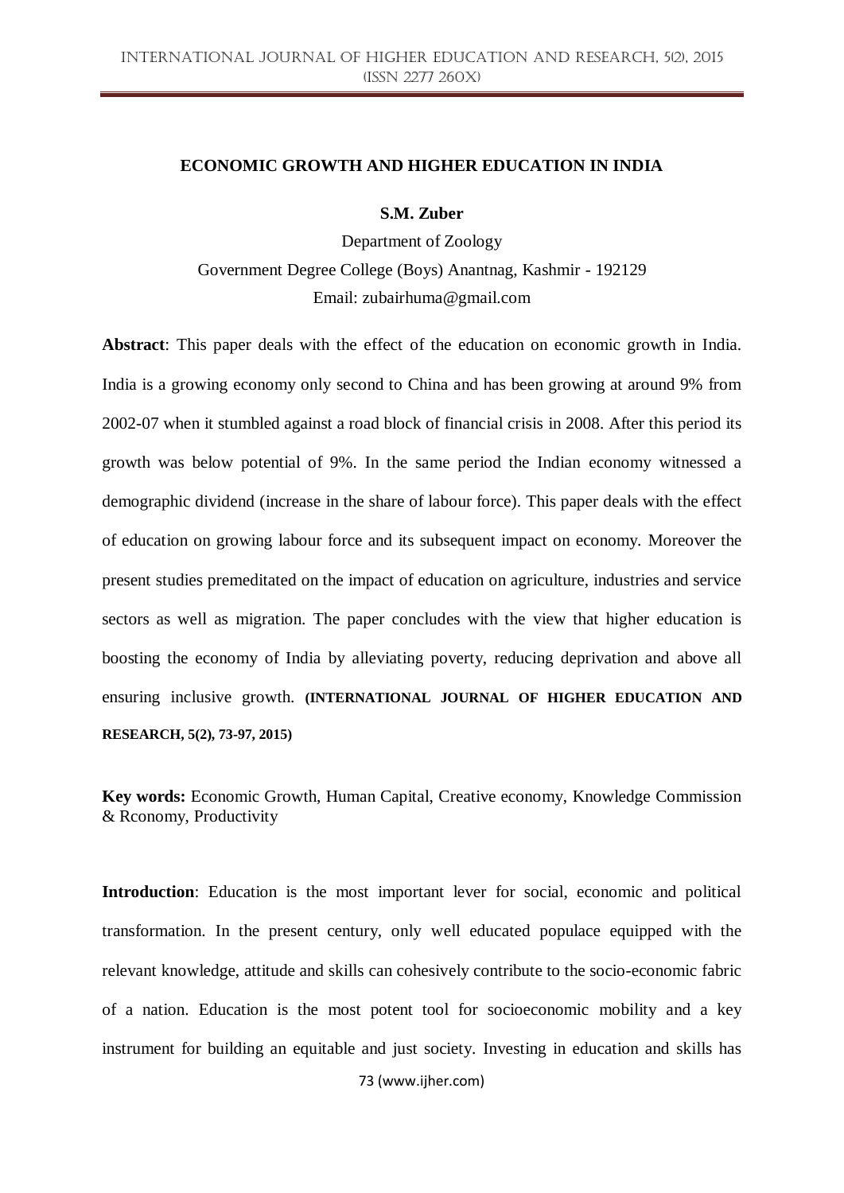# ECONOMIC GROWTH AND HIGHER EDUCATION IN INDIA

**S.M. Zuber**

Department of Zoology

Government Degree College (Boys) Anantnag, Kashmir - 192129

Email: zubairhuma@gmail.com

**Abstract**: This paper deals with the effect of the education on economic growth in India. India is a growing economy only second to China and has been growing at around 9% from 2002-07 when it stumbled against a road block of financial crisis in 2008. After this period its growth was below potential of 9%. In the same period the Indian economy witnessed a demographic dividend (increase in the share of labour force). This paper deals with the effect of education on growing labour force and its subsequent impact on economy. Moreover the present studies premeditated on the impact of education on agriculture, industries and service sectors as well as migration. The paper concludes with the view that higher education is boosting the economy of India by alleviating poverty, reducing deprivation and above all ensuring inclusive growth. **(INTERNATIONAL JOURNAL OF HIGHER EDUCATION AND RESEARCH, 5(2), 73-97, 2015)**

**Key words:** Economic Growth, Human Capital, Creative economy, Knowledge Commission & Rconomy, Productivity

**Introduction**: Education is the most important lever for social, economic and political transformation. In the present century, only well educated populace equipped with the relevant knowledge, attitude and skills can cohesively contribute to the socio-economic fabric of a nation. Education is the most potent tool for socioeconomic mobility and a key instrument for building an equitable and just society. Investing in education and skills has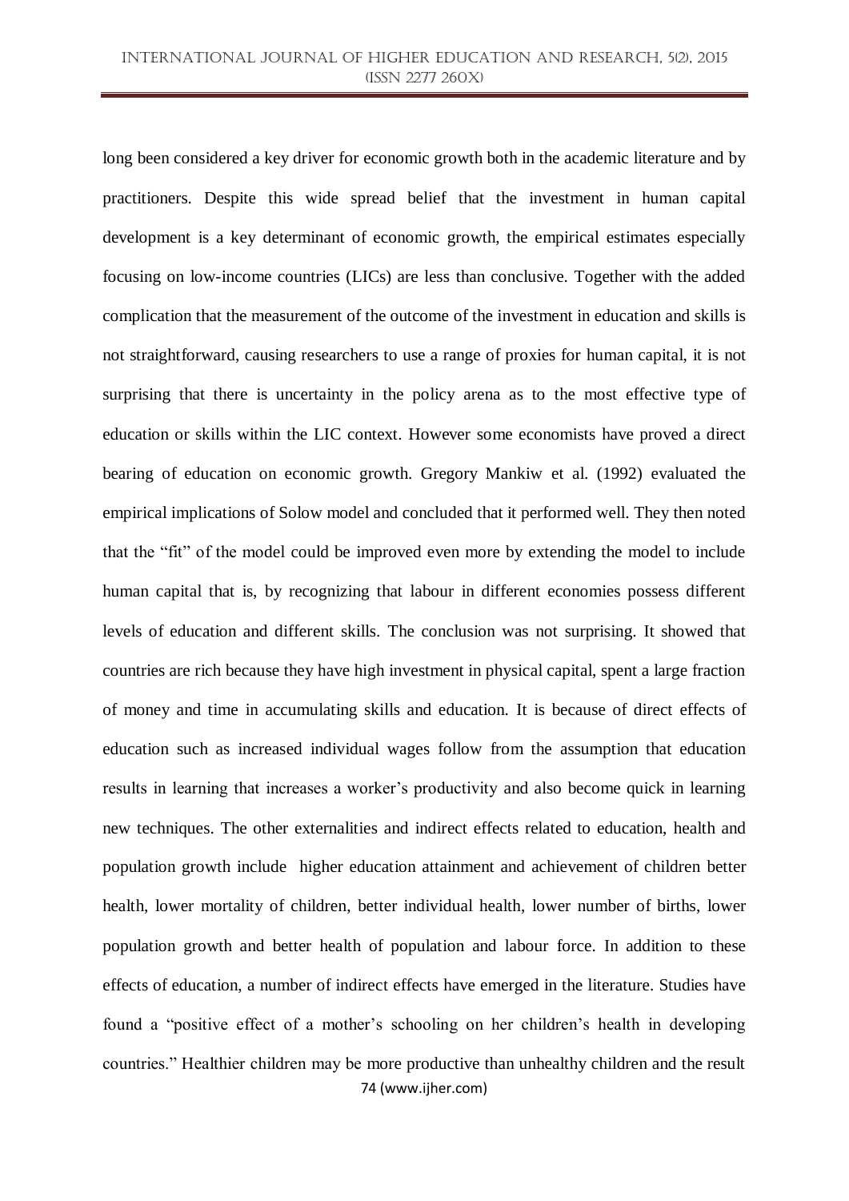long been considered a key driver for economic growth both in the academic literature and by practitioners. Despite this wide spread belief that the investment in human capital development is a key determinant of economic growth, the empirical estimates especially focusing on low-income countries (LICs) are less than conclusive. Together with the added complication that the measurement of the outcome of the investment in education and skills is not straightforward, causing researchers to use a range of proxies for human capital, it is not surprising that there is uncertainty in the policy arena as to the most effective type of education or skills within the LIC context. However some economists have proved a direct bearing of education on economic growth. Gregory Mankiw et al. (1992) evaluated the empirical implications of Solow model and concluded that it performed well. They then noted that the "fit" of the model could be improved even more by extending the model to include human capital that is, by recognizing that labour in different economies possess different levels of education and different skills. The conclusion was not surprising. It showed that countries are rich because they have high investment in physical capital, spent a large fraction of money and time in accumulating skills and education. It is because of direct effects of education such as increased individual wages follow from the assumption that education results in learning that increases a worker's productivity and also become quick in learning new techniques. The other externalities and indirect effects related to education, health and population growth include higher education attainment and achievement of children better health, lower mortality of children, better individual health, lower number of births, lower population growth and better health of population and labour force. In addition to these effects of education, a number of indirect effects have emerged in the literature. Studies have found a "positive effect of a mother's schooling on her children's health in developing countries." Healthier children may be more productive than unhealthy children and the result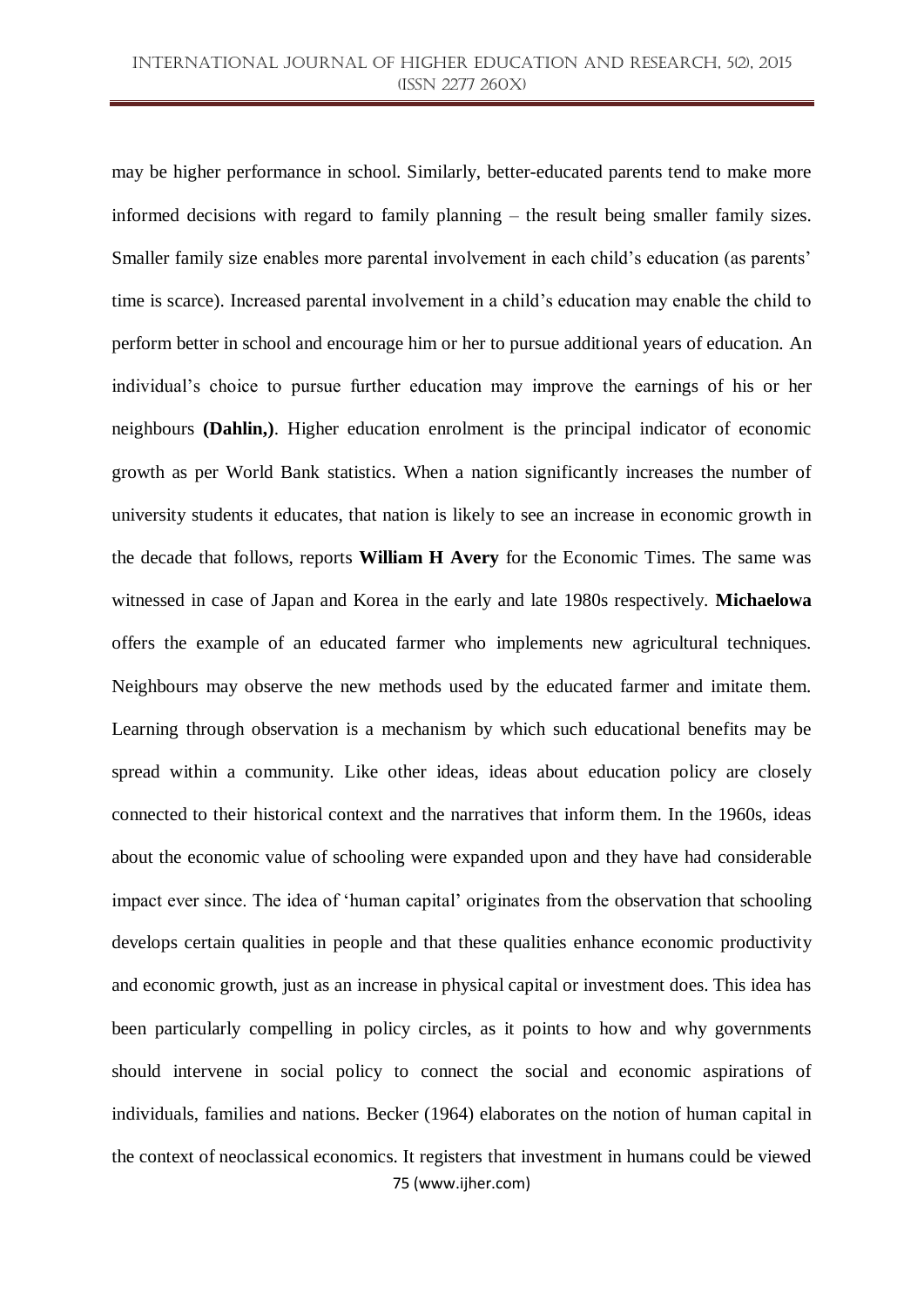may be higher performance in school. Similarly, better-educated parents tend to make more informed decisions with regard to family planning – the result being smaller family sizes. Smaller family size enables more parental involvement in each child's education (as parents' time is scarce). Increased parental involvement in a child's education may enable the child to perform better in school and encourage him or her to pursue additional years of education. An individual's choice to pursue further education may improve the earnings of his or her neighbours **(Dahlin,)**. Higher education enrolment is the principal indicator of economic growth as per World Bank statistics. When a nation significantly increases the number of university students it educates, that nation is likely to see an increase in economic growth in the decade that follows, reports **William H Avery** for the Economic Times. The same was witnessed in case of Japan and Korea in the early and late 1980s respectively. **Michaelowa** offers the example of an educated farmer who implements new agricultural techniques. Neighbours may observe the new methods used by the educated farmer and imitate them. Learning through observation is a mechanism by which such educational benefits may be spread within a community. Like other ideas, ideas about education policy are closely connected to their historical context and the narratives that inform them. In the 1960s, ideas about the economic value of schooling were expanded upon and they have had considerable impact ever since. The idea of 'human capital' originates from the observation that schooling develops certain qualities in people and that these qualities enhance economic productivity and economic growth, just as an increase in physical capital or investment does. This idea has been particularly compelling in policy circles, as it points to how and why governments should intervene in social policy to connect the social and economic aspirations of individuals, families and nations. Becker (1964) elaborates on the notion of human capital in the context of neoclassical economics. It registers that investment in humans could be viewed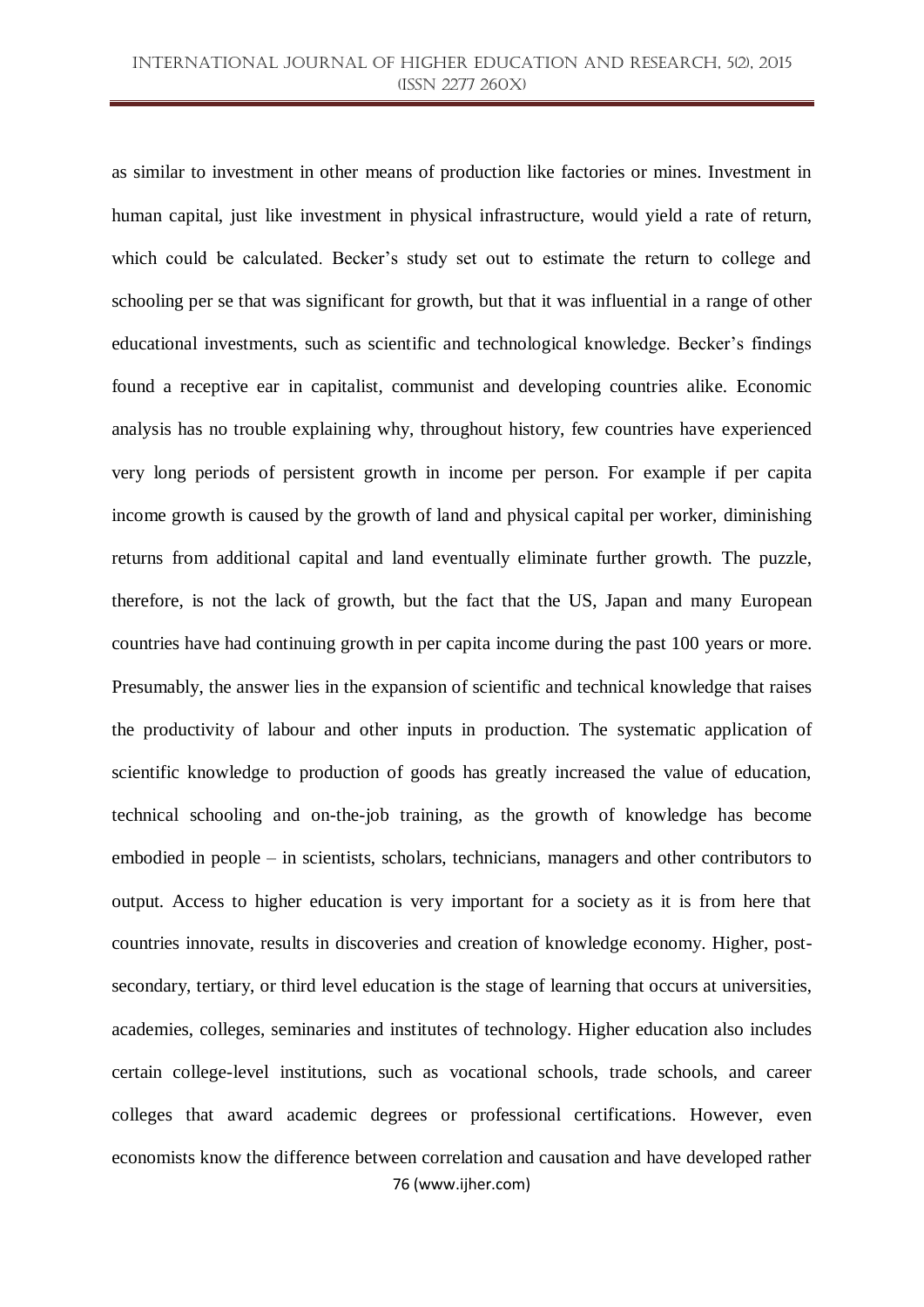as similar to investment in other means of production like factories or mines. Investment in human capital, just like investment in physical infrastructure, would yield a rate of return, which could be calculated. Becker's study set out to estimate the return to college and schooling per se that was significant for growth, but that it was influential in a range of other educational investments, such as scientific and technological knowledge. Becker's findings found a receptive ear in capitalist, communist and developing countries alike. Economic analysis has no trouble explaining why, throughout history, few countries have experienced very long periods of persistent growth in income per person. For example if per capita income growth is caused by the growth of land and physical capital per worker, diminishing returns from additional capital and land eventually eliminate further growth. The puzzle, therefore, is not the lack of growth, but the fact that the US, Japan and many European countries have had continuing growth in per capita income during the past 100 years or more. Presumably, the answer lies in the expansion of scientific and technical knowledge that raises the productivity of labour and other inputs in production. The systematic application of scientific knowledge to production of goods has greatly increased the value of education, technical schooling and on-the-job training, as the growth of knowledge has become embodied in people – in scientists, scholars, technicians, managers and other contributors to output. Access to higher education is very important for a society as it is from here that countries innovate, results in discoveries and creation of knowledge economy. Higher, post-secondary, tertiary, or third level education is the stage of learning that occurs at universities, academies, colleges, seminaries and institutes of technology. Higher education also includes certain college-level institutions, such as vocational schools, trade schools, and career colleges that award academic degrees or professional certifications. However, even economists know the difference between correlation and causation and have developed rather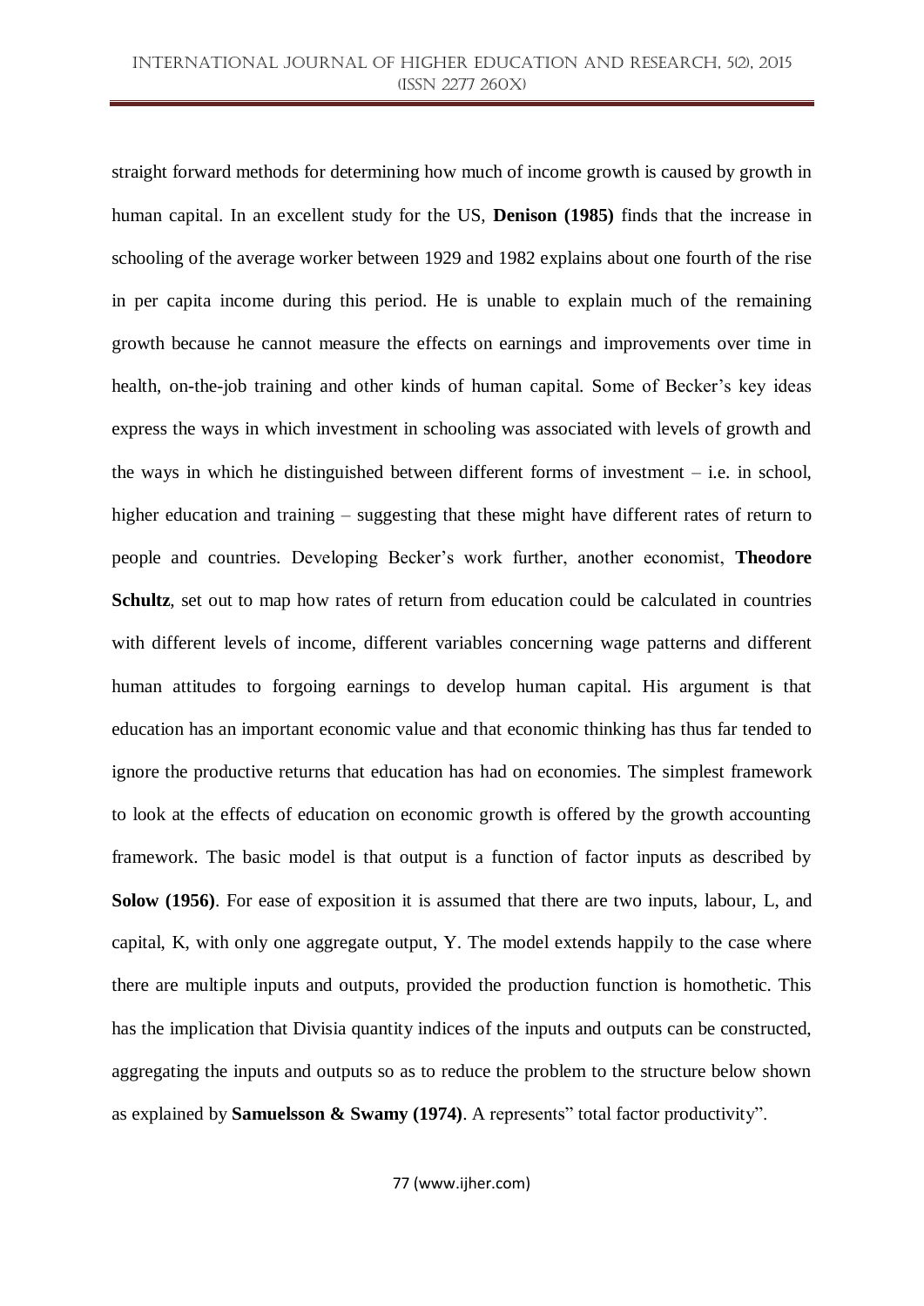straight forward methods for determining how much of income growth is caused by growth in human capital. In an excellent study for the US, **Denison (1985)** finds that the increase in schooling of the average worker between 1929 and 1982 explains about one fourth of the rise in per capita income during this period. He is unable to explain much of the remaining growth because he cannot measure the effects on earnings and improvements over time in health, on-the-job training and other kinds of human capital. Some of Becker's key ideas express the ways in which investment in schooling was associated with levels of growth and the ways in which he distinguished between different forms of investment – i.e. in school, higher education and training – suggesting that these might have different rates of return to people and countries. Developing Becker's work further, another economist, **Theodore Schultz**, set out to map how rates of return from education could be calculated in countries with different levels of income, different variables concerning wage patterns and different human attitudes to forgoing earnings to develop human capital. His argument is that education has an important economic value and that economic thinking has thus far tended to ignore the productive returns that education has had on economies. The simplest framework to look at the effects of education on economic growth is offered by the growth accounting framework. The basic model is that output is a function of factor inputs as described by **Solow (1956)**. For ease of exposition it is assumed that there are two inputs, labour, L, and capital, K, with only one aggregate output, Y. The model extends happily to the case where there are multiple inputs and outputs, provided the production function is homothetic. This has the implication that Divisia quantity indices of the inputs and outputs can be constructed, aggregating the inputs and outputs so as to reduce the problem to the structure below shown as explained by **Samuelsson & Swamy (1974)**. A represents" total factor productivity".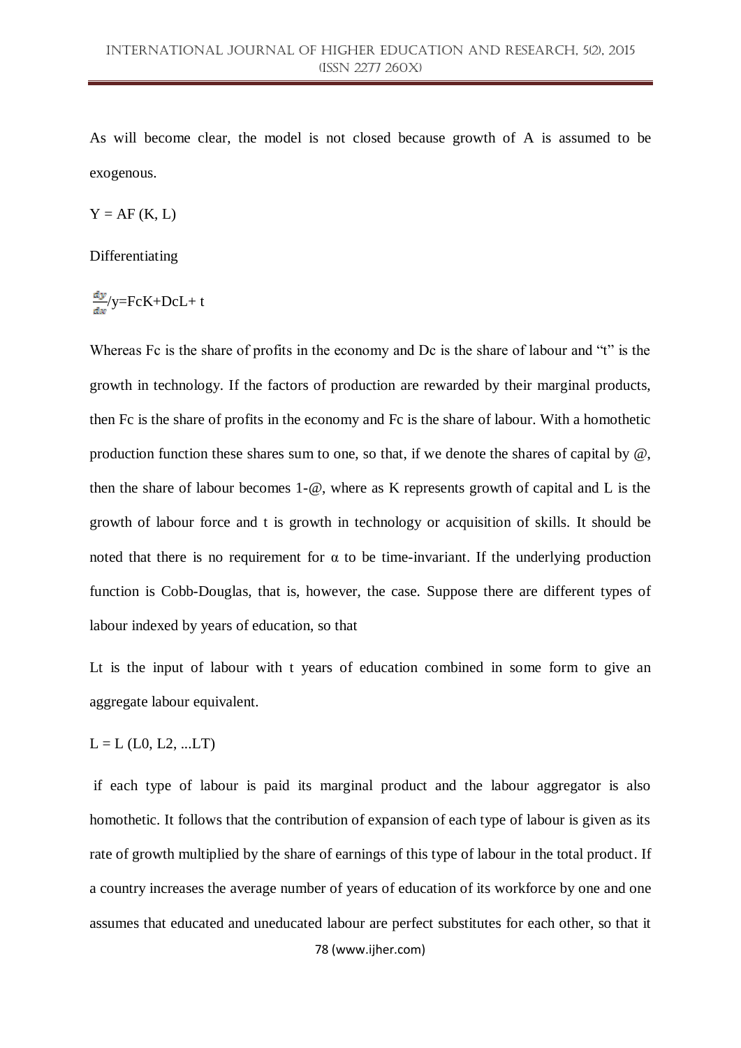As will become clear, the model is not closed because growth of A is assumed to be exogenous.

$Y = AF(K, L)$

Differentiating

$\frac{dy}{dx}/y = FcK + DcL + t$

Whereas Fc is the share of profits in the economy and Dc is the share of labour and "t" is the growth in technology. If the factors of production are rewarded by their marginal products, then Fc is the share of profits in the economy and Fc is the share of labour. With a homothetic production function these shares sum to one, so that, if we denote the shares of capital by @, then the share of labour becomes 1-@, where as K represents growth of capital and L is the growth of labour force and t is growth in technology or acquisition of skills. It should be noted that there is no requirement for $\alpha$ to be time-invariant. If the underlying production function is Cobb-Douglas, that is, however, the case. Suppose there are different types of labour indexed by years of education, so that

Lt is the input of labour with t years of education combined in some form to give an aggregate labour equivalent.

$L = L(L0, L2, ...LT)$

if each type of labour is paid its marginal product and the labour aggregator is also homothetic. It follows that the contribution of expansion of each type of labour is given as its rate of growth multiplied by the share of earnings of this type of labour in the total product. If a country increases the average number of years of education of its workforce by one and one assumes that educated and uneducated labour are perfect substitutes for each other, so that it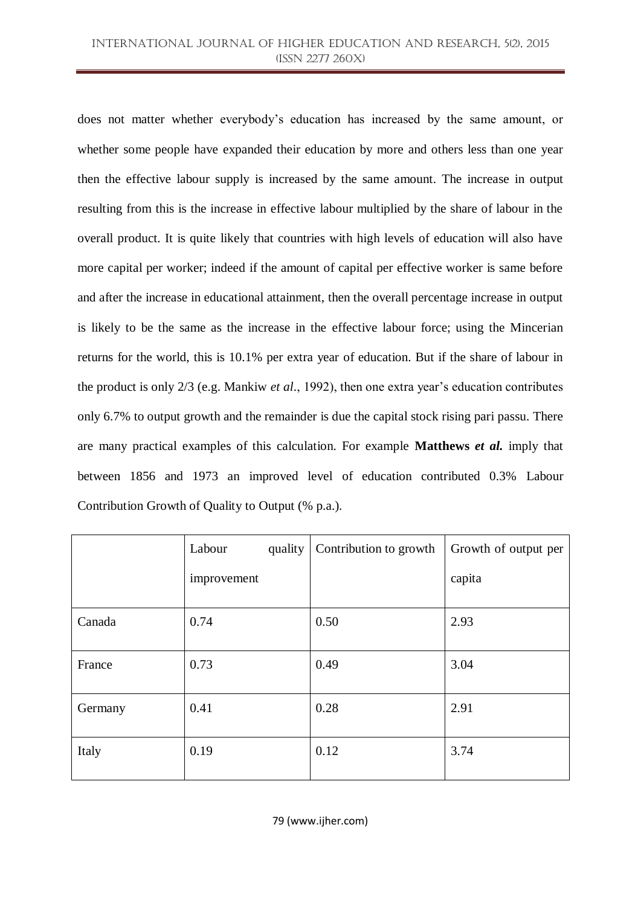does not matter whether everybody's education has increased by the same amount, or whether some people have expanded their education by more and others less than one year then the effective labour supply is increased by the same amount. The increase in output resulting from this is the increase in effective labour multiplied by the share of labour in the overall product. It is quite likely that countries with high levels of education will also have more capital per worker; indeed if the amount of capital per effective worker is same before and after the increase in educational attainment, then the overall percentage increase in output is likely to be the same as the increase in the effective labour force; using the Mincerian returns for the world, this is 10.1% per extra year of education. But if the share of labour in the product is only 2/3 (e.g. Mankiw *et al*., 1992), then one extra year's education contributes only 6.7% to output growth and the remainder is due the capital stock rising pari passu. There are many practical examples of this calculation. For example **Matthews *et al.*** imply that between 1856 and 1973 an improved level of education contributed 0.3% Labour Contribution Growth of Quality to Output (% p.a.).

| | Labour quality improvement | Contribution to growth | Growth of output per capita |
|---|---|---|---|
| Canada | 0.74 | 0.50 | 2.93 |
| France | 0.73 | 0.49 | 3.04 |
| Germany | 0.41 | 0.28 | 2.91 |
| Italy | 0.19 | 0.12 | 3.74 |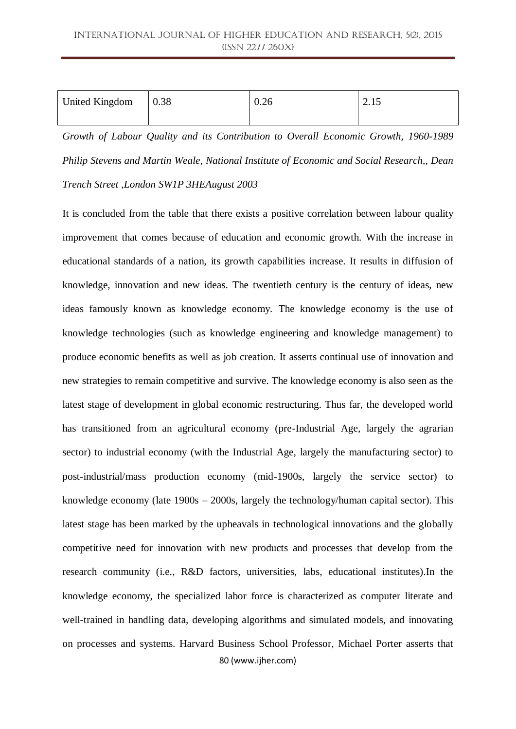| United Kingdom | 0.38 | 0.26 | 2.15 |
|---|---|---|---|

*Growth of Labour Quality and its Contribution to Overall Economic Growth, 1960-1989 Philip Stevens and Martin Weale, National Institute of Economic and Social Research,, Dean Trench Street ,London SW1P 3HEAugust 2003*

It is concluded from the table that there exists a positive correlation between labour quality improvement that comes because of education and economic growth. With the increase in educational standards of a nation, its growth capabilities increase. It results in diffusion of knowledge, innovation and new ideas. The twentieth century is the century of ideas, new ideas famously known as knowledge economy. The knowledge economy is the use of knowledge technologies (such as knowledge engineering and knowledge management) to produce economic benefits as well as job creation. It asserts continual use of innovation and new strategies to remain competitive and survive. The knowledge economy is also seen as the latest stage of development in global economic restructuring. Thus far, the developed world has transitioned from an agricultural economy (pre-Industrial Age, largely the agrarian sector) to industrial economy (with the Industrial Age, largely the manufacturing sector) to post-industrial/mass production economy (mid-1900s, largely the service sector) to knowledge economy (late 1900s – 2000s, largely the technology/human capital sector). This latest stage has been marked by the upheavals in technological innovations and the globally competitive need for innovation with new products and processes that develop from the research community (i.e., R&D factors, universities, labs, educational institutes).In the knowledge economy, the specialized labor force is characterized as computer literate and well-trained in handling data, developing algorithms and simulated models, and innovating on processes and systems. Harvard Business School Professor, Michael Porter asserts that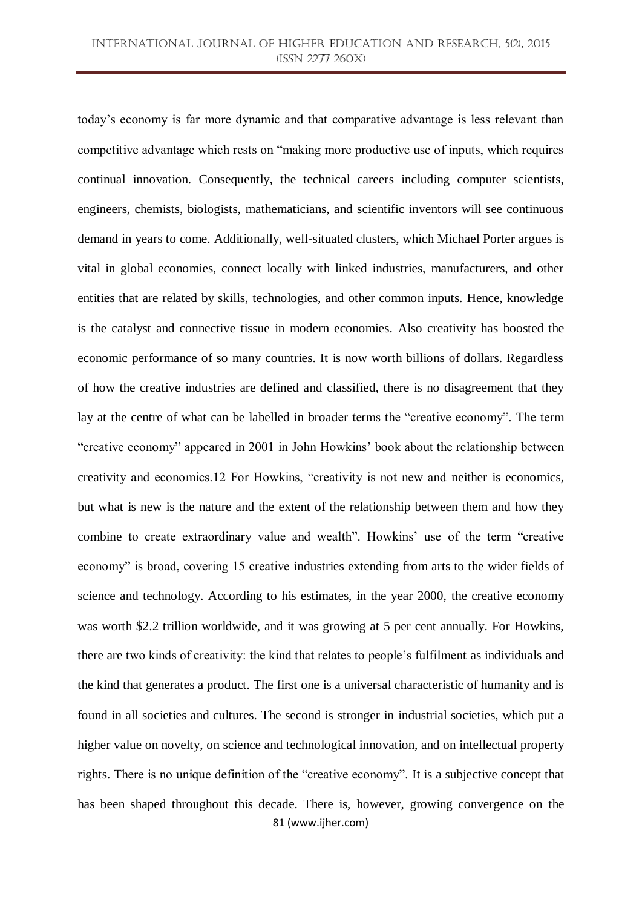today's economy is far more dynamic and that comparative advantage is less relevant than competitive advantage which rests on "making more productive use of inputs, which requires continual innovation. Consequently, the technical careers including computer scientists, engineers, chemists, biologists, mathematicians, and scientific inventors will see continuous demand in years to come. Additionally, well-situated clusters, which Michael Porter argues is vital in global economies, connect locally with linked industries, manufacturers, and other entities that are related by skills, technologies, and other common inputs. Hence, knowledge is the catalyst and connective tissue in modern economies. Also creativity has boosted the economic performance of so many countries. It is now worth billions of dollars. Regardless of how the creative industries are defined and classified, there is no disagreement that they lay at the centre of what can be labelled in broader terms the "creative economy". The term "creative economy" appeared in 2001 in John Howkins' book about the relationship between creativity and economics.12 For Howkins, "creativity is not new and neither is economics, but what is new is the nature and the extent of the relationship between them and how they combine to create extraordinary value and wealth". Howkins' use of the term "creative economy" is broad, covering 15 creative industries extending from arts to the wider fields of science and technology. According to his estimates, in the year 2000, the creative economy was worth $2.2 trillion worldwide, and it was growing at 5 per cent annually. For Howkins, there are two kinds of creativity: the kind that relates to people's fulfilment as individuals and the kind that generates a product. The first one is a universal characteristic of humanity and is found in all societies and cultures. The second is stronger in industrial societies, which put a higher value on novelty, on science and technological innovation, and on intellectual property rights. There is no unique definition of the "creative economy". It is a subjective concept that has been shaped throughout this decade. There is, however, growing convergence on the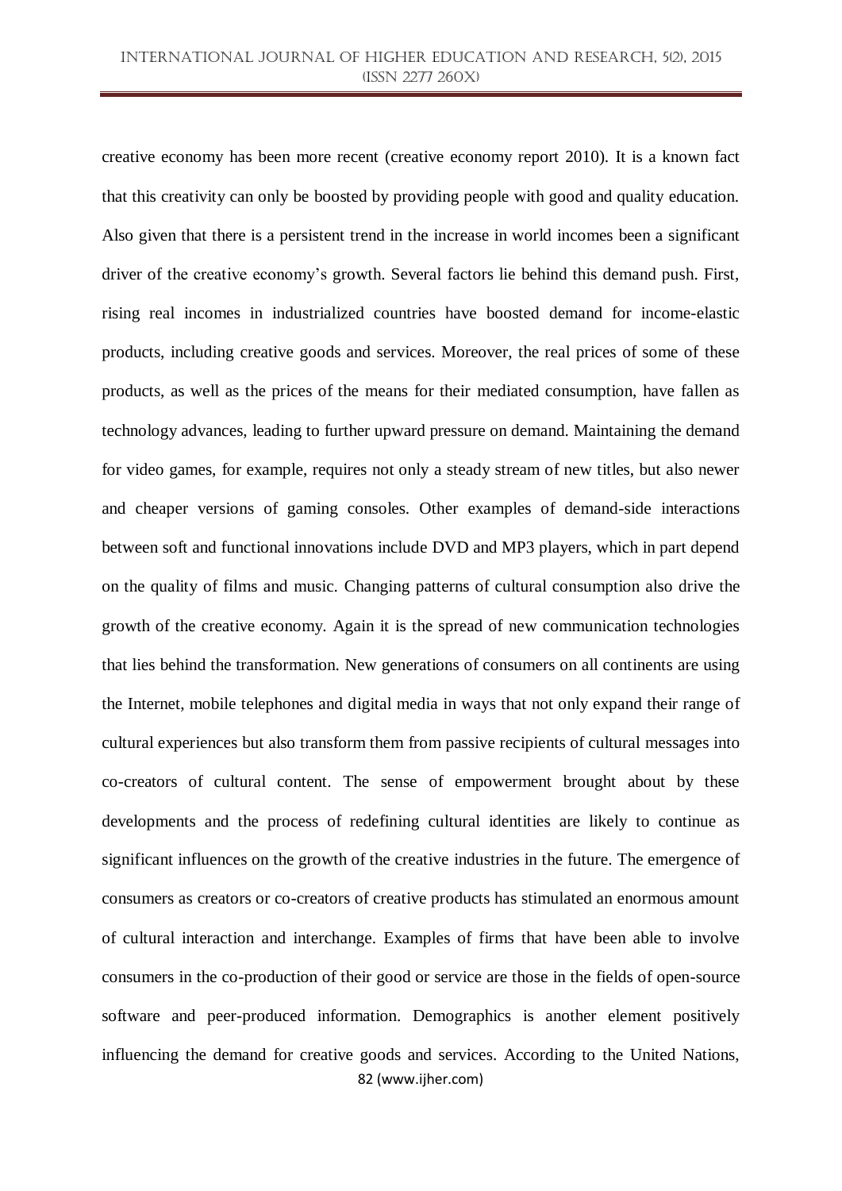creative economy has been more recent (creative economy report 2010). It is a known fact that this creativity can only be boosted by providing people with good and quality education. Also given that there is a persistent trend in the increase in world incomes been a significant driver of the creative economy's growth. Several factors lie behind this demand push. First, rising real incomes in industrialized countries have boosted demand for income-elastic products, including creative goods and services. Moreover, the real prices of some of these products, as well as the prices of the means for their mediated consumption, have fallen as technology advances, leading to further upward pressure on demand. Maintaining the demand for video games, for example, requires not only a steady stream of new titles, but also newer and cheaper versions of gaming consoles. Other examples of demand-side interactions between soft and functional innovations include DVD and MP3 players, which in part depend on the quality of films and music. Changing patterns of cultural consumption also drive the growth of the creative economy. Again it is the spread of new communication technologies that lies behind the transformation. New generations of consumers on all continents are using the Internet, mobile telephones and digital media in ways that not only expand their range of cultural experiences but also transform them from passive recipients of cultural messages into co-creators of cultural content. The sense of empowerment brought about by these developments and the process of redefining cultural identities are likely to continue as significant influences on the growth of the creative industries in the future. The emergence of consumers as creators or co-creators of creative products has stimulated an enormous amount of cultural interaction and interchange. Examples of firms that have been able to involve consumers in the co-production of their good or service are those in the fields of open-source software and peer-produced information. Demographics is another element positively influencing the demand for creative goods and services. According to the United Nations,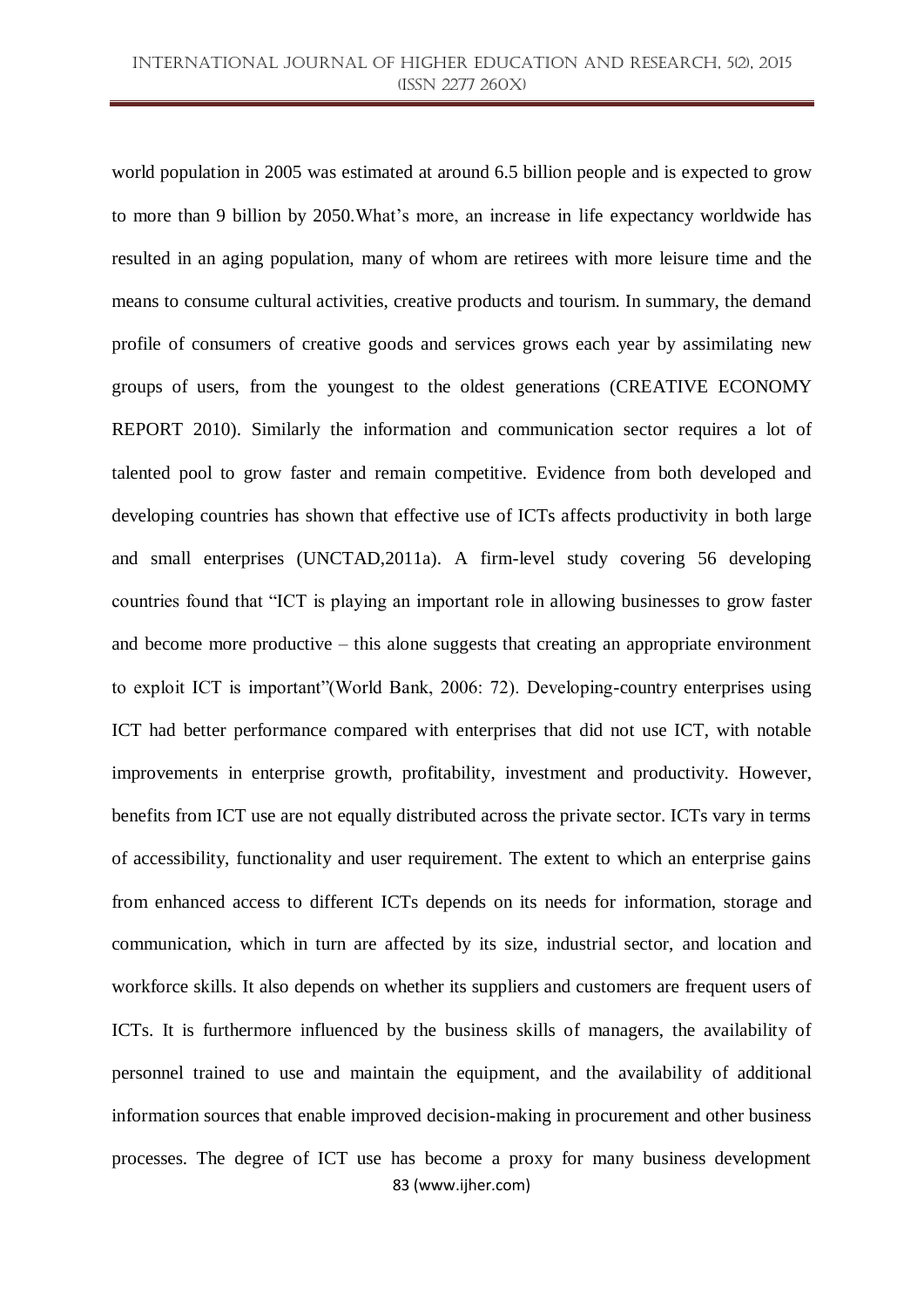world population in 2005 was estimated at around 6.5 billion people and is expected to grow to more than 9 billion by 2050.What's more, an increase in life expectancy worldwide has resulted in an aging population, many of whom are retirees with more leisure time and the means to consume cultural activities, creative products and tourism. In summary, the demand profile of consumers of creative goods and services grows each year by assimilating new groups of users, from the youngest to the oldest generations (CREATIVE ECONOMY REPORT 2010). Similarly the information and communication sector requires a lot of talented pool to grow faster and remain competitive. Evidence from both developed and developing countries has shown that effective use of ICTs affects productivity in both large and small enterprises (UNCTAD,2011a). A firm-level study covering 56 developing countries found that "ICT is playing an important role in allowing businesses to grow faster and become more productive – this alone suggests that creating an appropriate environment to exploit ICT is important"(World Bank, 2006: 72). Developing-country enterprises using ICT had better performance compared with enterprises that did not use ICT, with notable improvements in enterprise growth, profitability, investment and productivity. However, benefits from ICT use are not equally distributed across the private sector. ICTs vary in terms of accessibility, functionality and user requirement. The extent to which an enterprise gains from enhanced access to different ICTs depends on its needs for information, storage and communication, which in turn are affected by its size, industrial sector, and location and workforce skills. It also depends on whether its suppliers and customers are frequent users of ICTs. It is furthermore influenced by the business skills of managers, the availability of personnel trained to use and maintain the equipment, and the availability of additional information sources that enable improved decision-making in procurement and other business processes. The degree of ICT use has become a proxy for many business development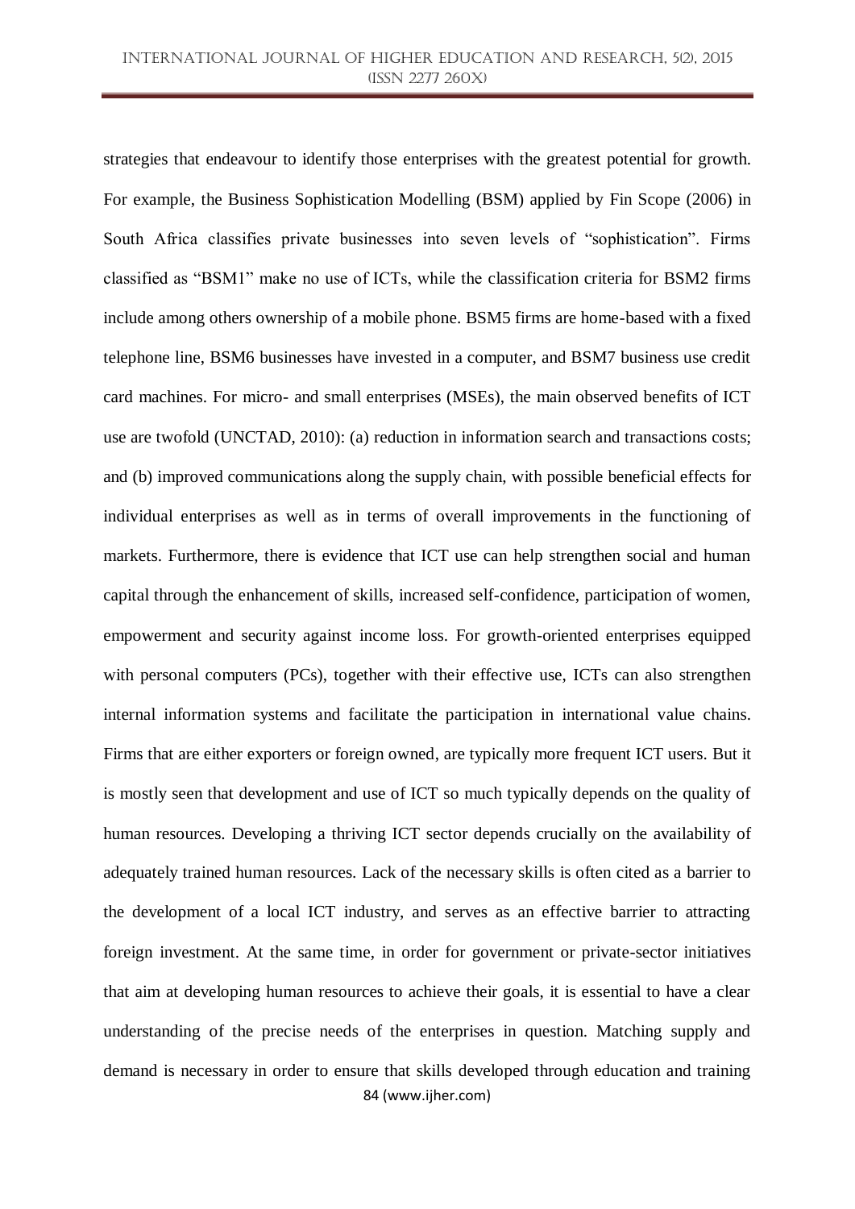strategies that endeavour to identify those enterprises with the greatest potential for growth. For example, the Business Sophistication Modelling (BSM) applied by Fin Scope (2006) in South Africa classifies private businesses into seven levels of "sophistication". Firms classified as "BSM1" make no use of ICTs, while the classification criteria for BSM2 firms include among others ownership of a mobile phone. BSM5 firms are home-based with a fixed telephone line, BSM6 businesses have invested in a computer, and BSM7 business use credit card machines. For micro- and small enterprises (MSEs), the main observed benefits of ICT use are twofold (UNCTAD, 2010): (a) reduction in information search and transactions costs; and (b) improved communications along the supply chain, with possible beneficial effects for individual enterprises as well as in terms of overall improvements in the functioning of markets. Furthermore, there is evidence that ICT use can help strengthen social and human capital through the enhancement of skills, increased self-confidence, participation of women, empowerment and security against income loss. For growth-oriented enterprises equipped with personal computers (PCs), together with their effective use, ICTs can also strengthen internal information systems and facilitate the participation in international value chains. Firms that are either exporters or foreign owned, are typically more frequent ICT users. But it is mostly seen that development and use of ICT so much typically depends on the quality of human resources. Developing a thriving ICT sector depends crucially on the availability of adequately trained human resources. Lack of the necessary skills is often cited as a barrier to the development of a local ICT industry, and serves as an effective barrier to attracting foreign investment. At the same time, in order for government or private-sector initiatives that aim at developing human resources to achieve their goals, it is essential to have a clear understanding of the precise needs of the enterprises in question. Matching supply and demand is necessary in order to ensure that skills developed through education and training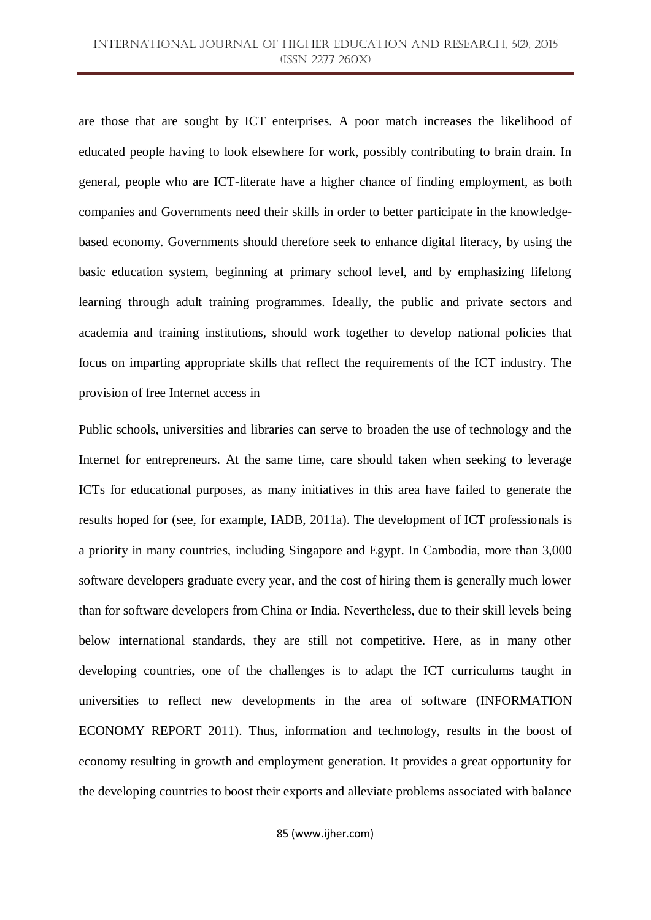are those that are sought by ICT enterprises. A poor match increases the likelihood of educated people having to look elsewhere for work, possibly contributing to brain drain. In general, people who are ICT-literate have a higher chance of finding employment, as both companies and Governments need their skills in order to better participate in the knowledge-based economy. Governments should therefore seek to enhance digital literacy, by using the basic education system, beginning at primary school level, and by emphasizing lifelong learning through adult training programmes. Ideally, the public and private sectors and academia and training institutions, should work together to develop national policies that focus on imparting appropriate skills that reflect the requirements of the ICT industry. The provision of free Internet access in

Public schools, universities and libraries can serve to broaden the use of technology and the Internet for entrepreneurs. At the same time, care should taken when seeking to leverage ICTs for educational purposes, as many initiatives in this area have failed to generate the results hoped for (see, for example, IADB, 2011a). The development of ICT professionals is a priority in many countries, including Singapore and Egypt. In Cambodia, more than 3,000 software developers graduate every year, and the cost of hiring them is generally much lower than for software developers from China or India. Nevertheless, due to their skill levels being below international standards, they are still not competitive. Here, as in many other developing countries, one of the challenges is to adapt the ICT curriculums taught in universities to reflect new developments in the area of software (INFORMATION ECONOMY REPORT 2011). Thus, information and technology, results in the boost of economy resulting in growth and employment generation. It provides a great opportunity for the developing countries to boost their exports and alleviate problems associated with balance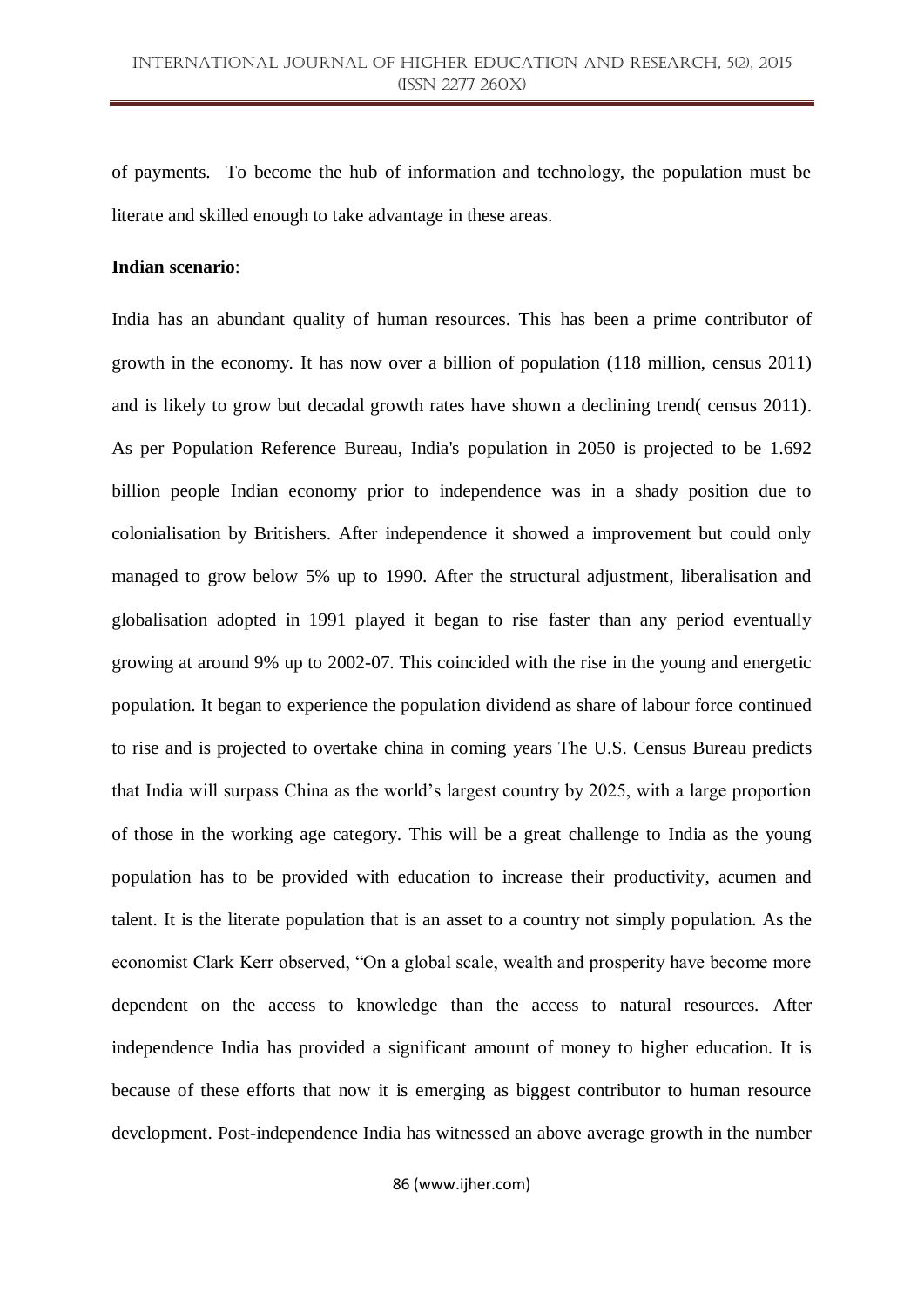of payments. To become the hub of information and technology, the population must be literate and skilled enough to take advantage in these areas.

**Indian scenario**:

India has an abundant quality of human resources. This has been a prime contributor of growth in the economy. It has now over a billion of population (118 million, census 2011) and is likely to grow but decadal growth rates have shown a declining trend( census 2011). As per Population Reference Bureau, India's population in 2050 is projected to be 1.692 billion people Indian economy prior to independence was in a shady position due to colonialisation by Britishers. After independence it showed a improvement but could only managed to grow below 5% up to 1990. After the structural adjustment, liberalisation and globalisation adopted in 1991 played it began to rise faster than any period eventually growing at around 9% up to 2002-07. This coincided with the rise in the young and energetic population. It began to experience the population dividend as share of labour force continued to rise and is projected to overtake china in coming years The U.S. Census Bureau predicts that India will surpass China as the world's largest country by 2025, with a large proportion of those in the working age category. This will be a great challenge to India as the young population has to be provided with education to increase their productivity, acumen and talent. It is the literate population that is an asset to a country not simply population. As the economist Clark Kerr observed, "On a global scale, wealth and prosperity have become more dependent on the access to knowledge than the access to natural resources. After independence India has provided a significant amount of money to higher education. It is because of these efforts that now it is emerging as biggest contributor to human resource development. Post-independence India has witnessed an above average growth in the number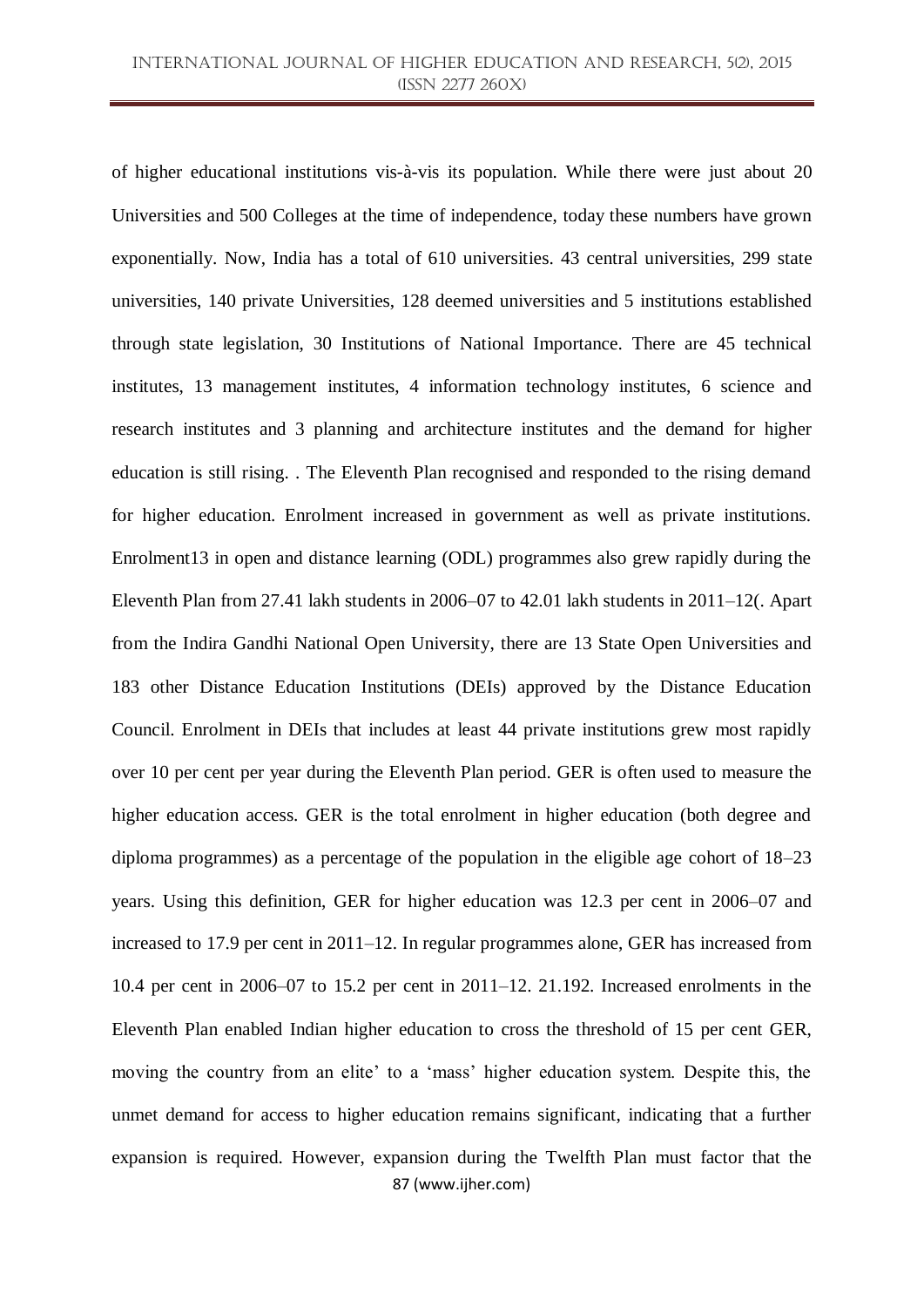of higher educational institutions vis-à-vis its population. While there were just about 20 Universities and 500 Colleges at the time of independence, today these numbers have grown exponentially. Now, India has a total of 610 universities. 43 central universities, 299 state universities, 140 private Universities, 128 deemed universities and 5 institutions established through state legislation, 30 Institutions of National Importance. There are 45 technical institutes, 13 management institutes, 4 information technology institutes, 6 science and research institutes and 3 planning and architecture institutes and the demand for higher education is still rising. . The Eleventh Plan recognised and responded to the rising demand for higher education. Enrolment increased in government as well as private institutions. Enrolment13 in open and distance learning (ODL) programmes also grew rapidly during the Eleventh Plan from 27.41 lakh students in 2006–07 to 42.01 lakh students in 2011–12(. Apart from the Indira Gandhi National Open University, there are 13 State Open Universities and 183 other Distance Education Institutions (DEIs) approved by the Distance Education Council. Enrolment in DEIs that includes at least 44 private institutions grew most rapidly over 10 per cent per year during the Eleventh Plan period. GER is often used to measure the higher education access. GER is the total enrolment in higher education (both degree and diploma programmes) as a percentage of the population in the eligible age cohort of 18–23 years. Using this definition, GER for higher education was 12.3 per cent in 2006–07 and increased to 17.9 per cent in 2011–12. In regular programmes alone, GER has increased from 10.4 per cent in 2006–07 to 15.2 per cent in 2011–12. 21.192. Increased enrolments in the Eleventh Plan enabled Indian higher education to cross the threshold of 15 per cent GER, moving the country from an elite' to a 'mass' higher education system. Despite this, the unmet demand for access to higher education remains significant, indicating that a further expansion is required. However, expansion during the Twelfth Plan must factor that the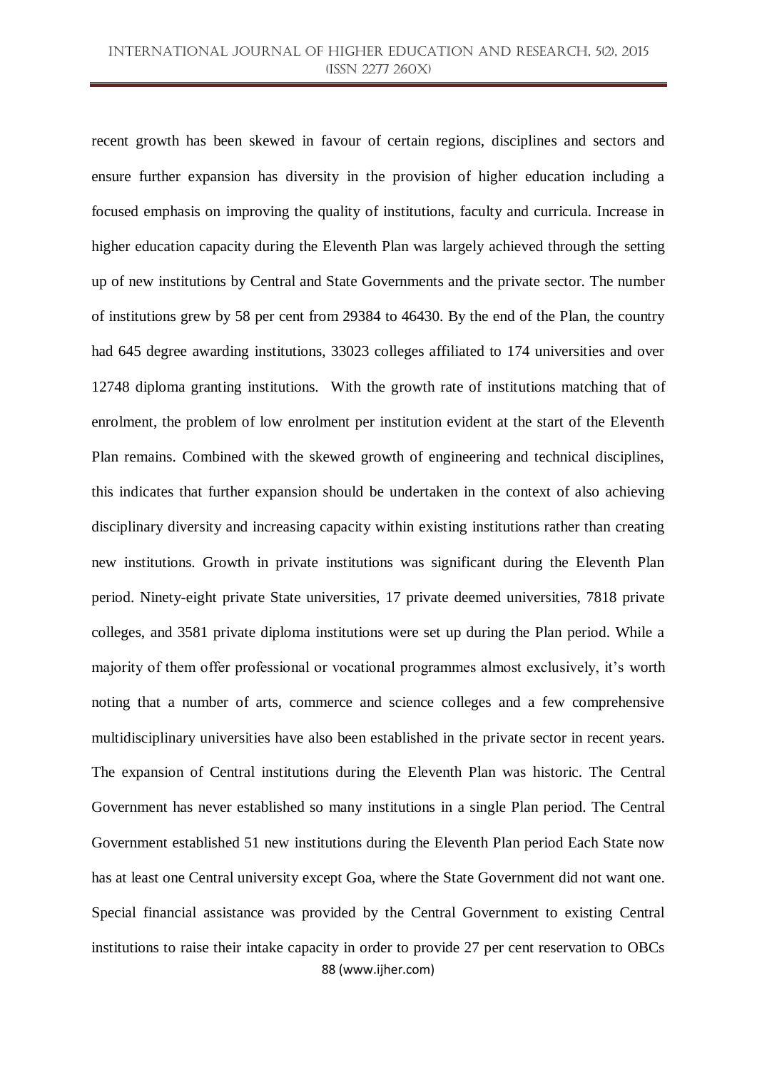recent growth has been skewed in favour of certain regions, disciplines and sectors and ensure further expansion has diversity in the provision of higher education including a focused emphasis on improving the quality of institutions, faculty and curricula. Increase in higher education capacity during the Eleventh Plan was largely achieved through the setting up of new institutions by Central and State Governments and the private sector. The number of institutions grew by 58 per cent from 29384 to 46430. By the end of the Plan, the country had 645 degree awarding institutions, 33023 colleges affiliated to 174 universities and over 12748 diploma granting institutions. With the growth rate of institutions matching that of enrolment, the problem of low enrolment per institution evident at the start of the Eleventh Plan remains. Combined with the skewed growth of engineering and technical disciplines, this indicates that further expansion should be undertaken in the context of also achieving disciplinary diversity and increasing capacity within existing institutions rather than creating new institutions. Growth in private institutions was significant during the Eleventh Plan period. Ninety-eight private State universities, 17 private deemed universities, 7818 private colleges, and 3581 private diploma institutions were set up during the Plan period. While a majority of them offer professional or vocational programmes almost exclusively, it's worth noting that a number of arts, commerce and science colleges and a few comprehensive multidisciplinary universities have also been established in the private sector in recent years. The expansion of Central institutions during the Eleventh Plan was historic. The Central Government has never established so many institutions in a single Plan period. The Central Government established 51 new institutions during the Eleventh Plan period Each State now has at least one Central university except Goa, where the State Government did not want one. Special financial assistance was provided by the Central Government to existing Central institutions to raise their intake capacity in order to provide 27 per cent reservation to OBCs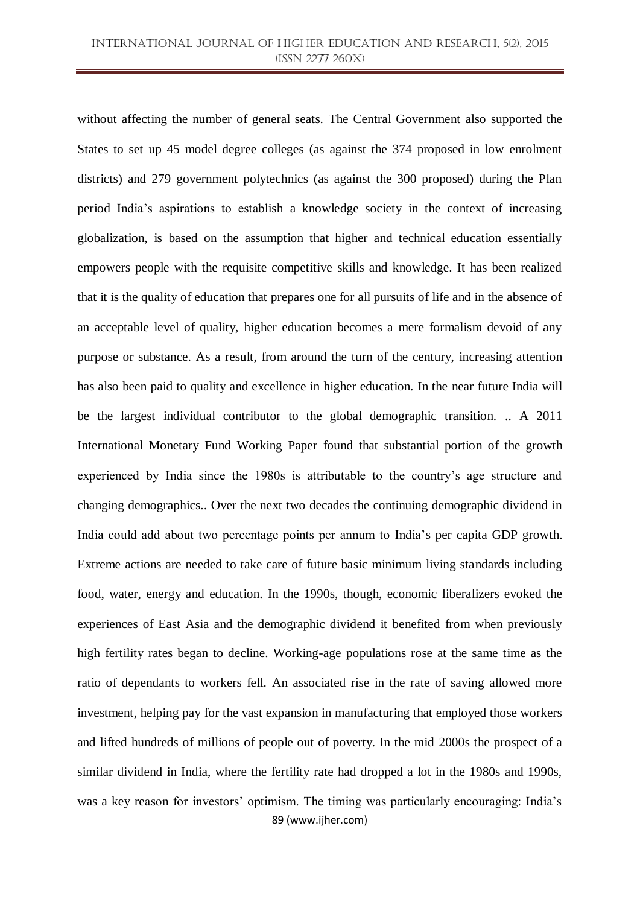without affecting the number of general seats. The Central Government also supported the States to set up 45 model degree colleges (as against the 374 proposed in low enrolment districts) and 279 government polytechnics (as against the 300 proposed) during the Plan period India's aspirations to establish a knowledge society in the context of increasing globalization, is based on the assumption that higher and technical education essentially empowers people with the requisite competitive skills and knowledge. It has been realized that it is the quality of education that prepares one for all pursuits of life and in the absence of an acceptable level of quality, higher education becomes a mere formalism devoid of any purpose or substance. As a result, from around the turn of the century, increasing attention has also been paid to quality and excellence in higher education. In the near future India will be the largest individual contributor to the global demographic transition. .. A 2011 International Monetary Fund Working Paper found that substantial portion of the growth experienced by India since the 1980s is attributable to the country's age structure and changing demographics.. Over the next two decades the continuing demographic dividend in India could add about two percentage points per annum to India's per capita GDP growth. Extreme actions are needed to take care of future basic minimum living standards including food, water, energy and education. In the 1990s, though, economic liberalizers evoked the experiences of East Asia and the demographic dividend it benefited from when previously high fertility rates began to decline. Working-age populations rose at the same time as the ratio of dependants to workers fell. An associated rise in the rate of saving allowed more investment, helping pay for the vast expansion in manufacturing that employed those workers and lifted hundreds of millions of people out of poverty. In the mid 2000s the prospect of a similar dividend in India, where the fertility rate had dropped a lot in the 1980s and 1990s, was a key reason for investors' optimism. The timing was particularly encouraging: India's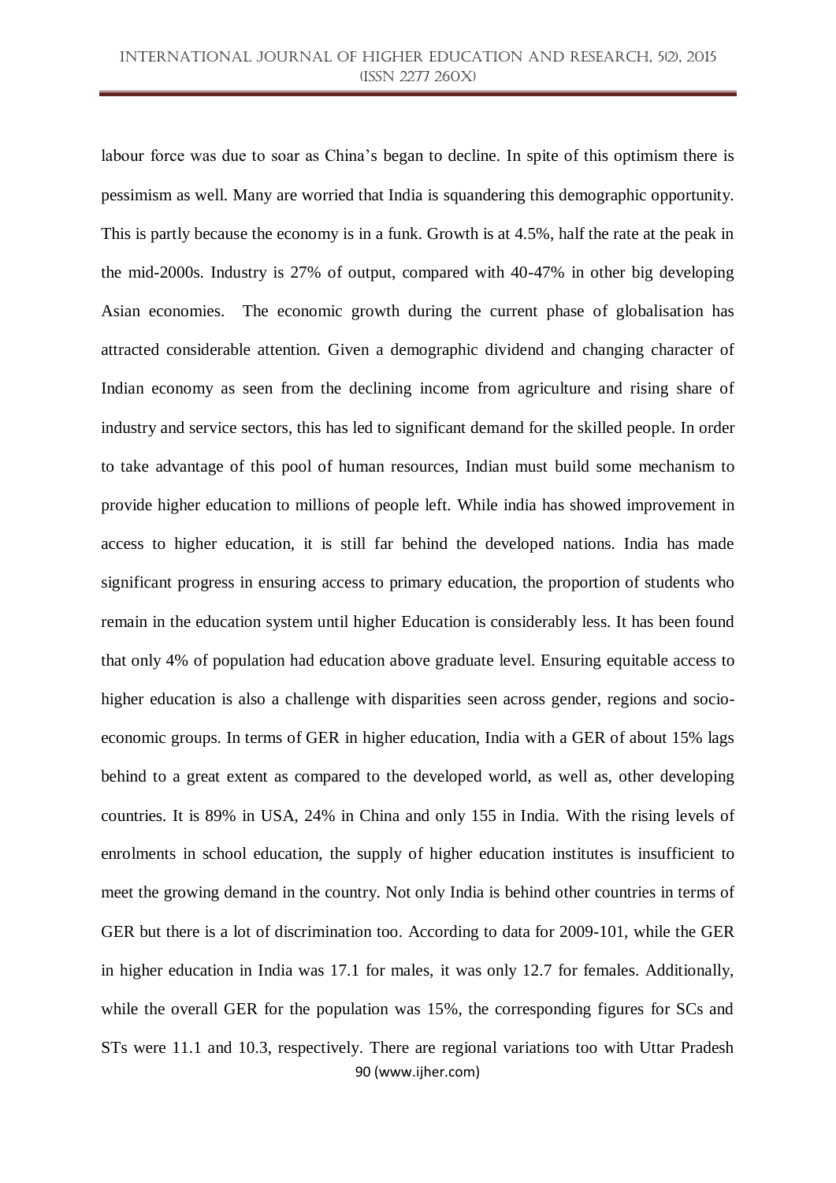labour force was due to soar as China's began to decline. In spite of this optimism there is pessimism as well. Many are worried that India is squandering this demographic opportunity. This is partly because the economy is in a funk. Growth is at 4.5%, half the rate at the peak in the mid-2000s. Industry is 27% of output, compared with 40-47% in other big developing Asian economies. The economic growth during the current phase of globalisation has attracted considerable attention. Given a demographic dividend and changing character of Indian economy as seen from the declining income from agriculture and rising share of industry and service sectors, this has led to significant demand for the skilled people. In order to take advantage of this pool of human resources, Indian must build some mechanism to provide higher education to millions of people left. While india has showed improvement in access to higher education, it is still far behind the developed nations. India has made significant progress in ensuring access to primary education, the proportion of students who remain in the education system until higher Education is considerably less. It has been found that only 4% of population had education above graduate level. Ensuring equitable access to higher education is also a challenge with disparities seen across gender, regions and socio-economic groups. In terms of GER in higher education, India with a GER of about 15% lags behind to a great extent as compared to the developed world, as well as, other developing countries. It is 89% in USA, 24% in China and only 155 in India. With the rising levels of enrolments in school education, the supply of higher education institutes is insufficient to meet the growing demand in the country. Not only India is behind other countries in terms of GER but there is a lot of discrimination too. According to data for 2009-101, while the GER in higher education in India was 17.1 for males, it was only 12.7 for females. Additionally, while the overall GER for the population was 15%, the corresponding figures for SCs and STs were 11.1 and 10.3, respectively. There are regional variations too with Uttar Pradesh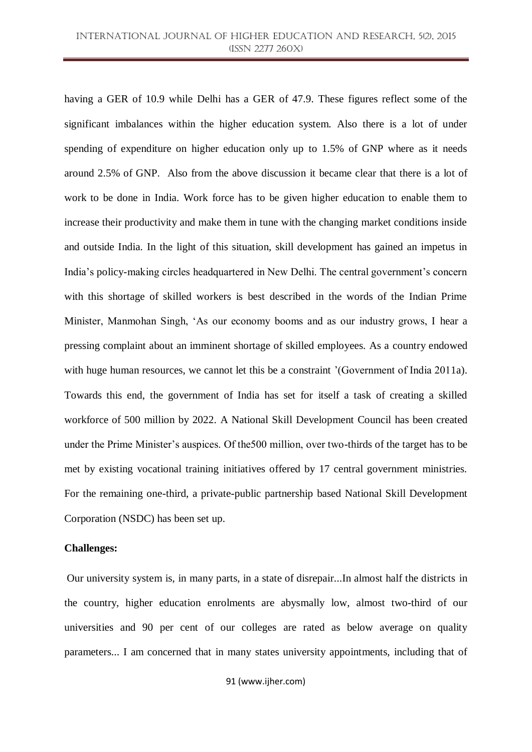having a GER of 10.9 while Delhi has a GER of 47.9. These figures reflect some of the significant imbalances within the higher education system. Also there is a lot of under spending of expenditure on higher education only up to 1.5% of GNP where as it needs around 2.5% of GNP. Also from the above discussion it became clear that there is a lot of work to be done in India. Work force has to be given higher education to enable them to increase their productivity and make them in tune with the changing market conditions inside and outside India. In the light of this situation, skill development has gained an impetus in India's policy-making circles headquartered in New Delhi. The central government's concern with this shortage of skilled workers is best described in the words of the Indian Prime Minister, Manmohan Singh, 'As our economy booms and as our industry grows, I hear a pressing complaint about an imminent shortage of skilled employees. As a country endowed with huge human resources, we cannot let this be a constraint '(Government of India 2011a). Towards this end, the government of India has set for itself a task of creating a skilled workforce of 500 million by 2022. A National Skill Development Council has been created under the Prime Minister's auspices. Of the500 million, over two-thirds of the target has to be met by existing vocational training initiatives offered by 17 central government ministries. For the remaining one-third, a private-public partnership based National Skill Development Corporation (NSDC) has been set up.

**Challenges:**

Our university system is, in many parts, in a state of disrepair...In almost half the districts in the country, higher education enrolments are abysmally low, almost two-third of our universities and 90 per cent of our colleges are rated as below average on quality parameters... I am concerned that in many states university appointments, including that of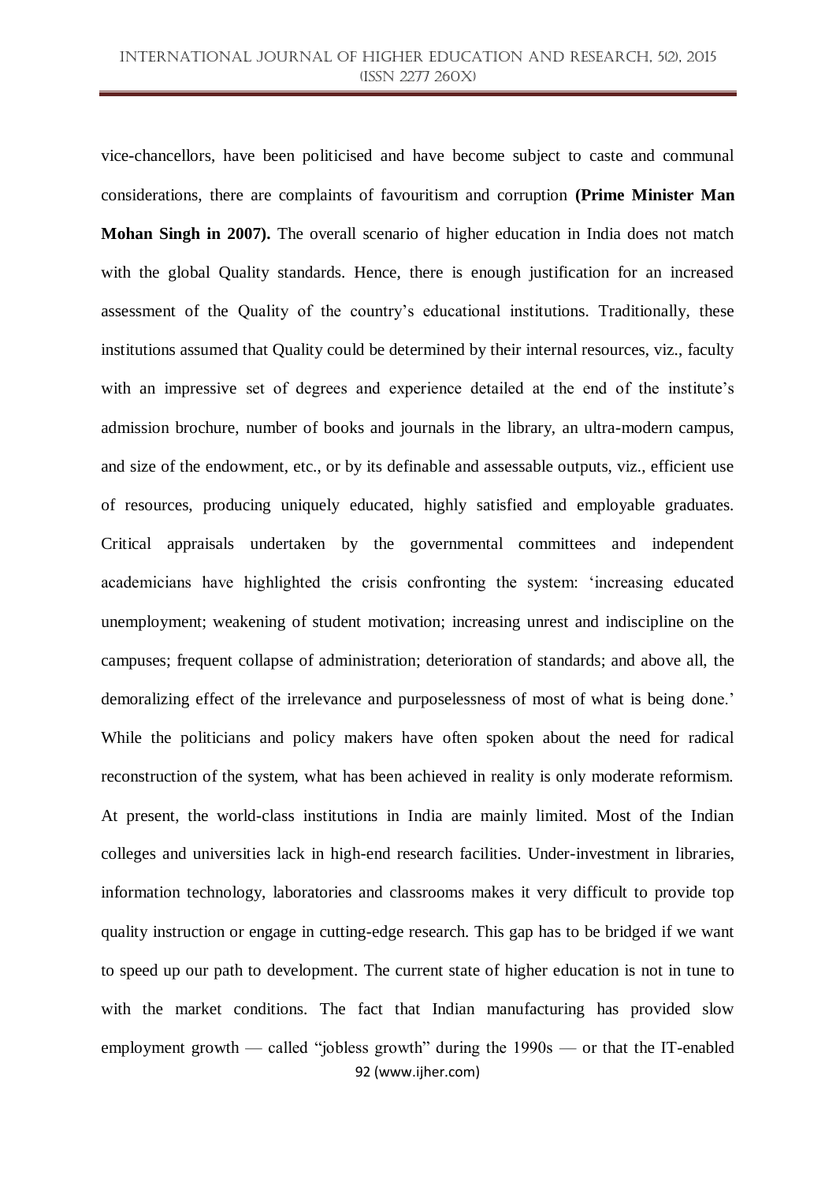vice-chancellors, have been politicised and have become subject to caste and communal considerations, there are complaints of favouritism and corruption **(Prime Minister Man Mohan Singh in 2007).** The overall scenario of higher education in India does not match with the global Quality standards. Hence, there is enough justification for an increased assessment of the Quality of the country's educational institutions. Traditionally, these institutions assumed that Quality could be determined by their internal resources, viz., faculty with an impressive set of degrees and experience detailed at the end of the institute's admission brochure, number of books and journals in the library, an ultra-modern campus, and size of the endowment, etc., or by its definable and assessable outputs, viz., efficient use of resources, producing uniquely educated, highly satisfied and employable graduates. Critical appraisals undertaken by the governmental committees and independent academicians have highlighted the crisis confronting the system: 'increasing educated unemployment; weakening of student motivation; increasing unrest and indiscipline on the campuses; frequent collapse of administration; deterioration of standards; and above all, the demoralizing effect of the irrelevance and purposelessness of most of what is being done.' While the politicians and policy makers have often spoken about the need for radical reconstruction of the system, what has been achieved in reality is only moderate reformism. At present, the world-class institutions in India are mainly limited. Most of the Indian colleges and universities lack in high-end research facilities. Under-investment in libraries, information technology, laboratories and classrooms makes it very difficult to provide top quality instruction or engage in cutting-edge research. This gap has to be bridged if we want to speed up our path to development. The current state of higher education is not in tune to with the market conditions. The fact that Indian manufacturing has provided slow employment growth — called "jobless growth" during the 1990s — or that the IT-enabled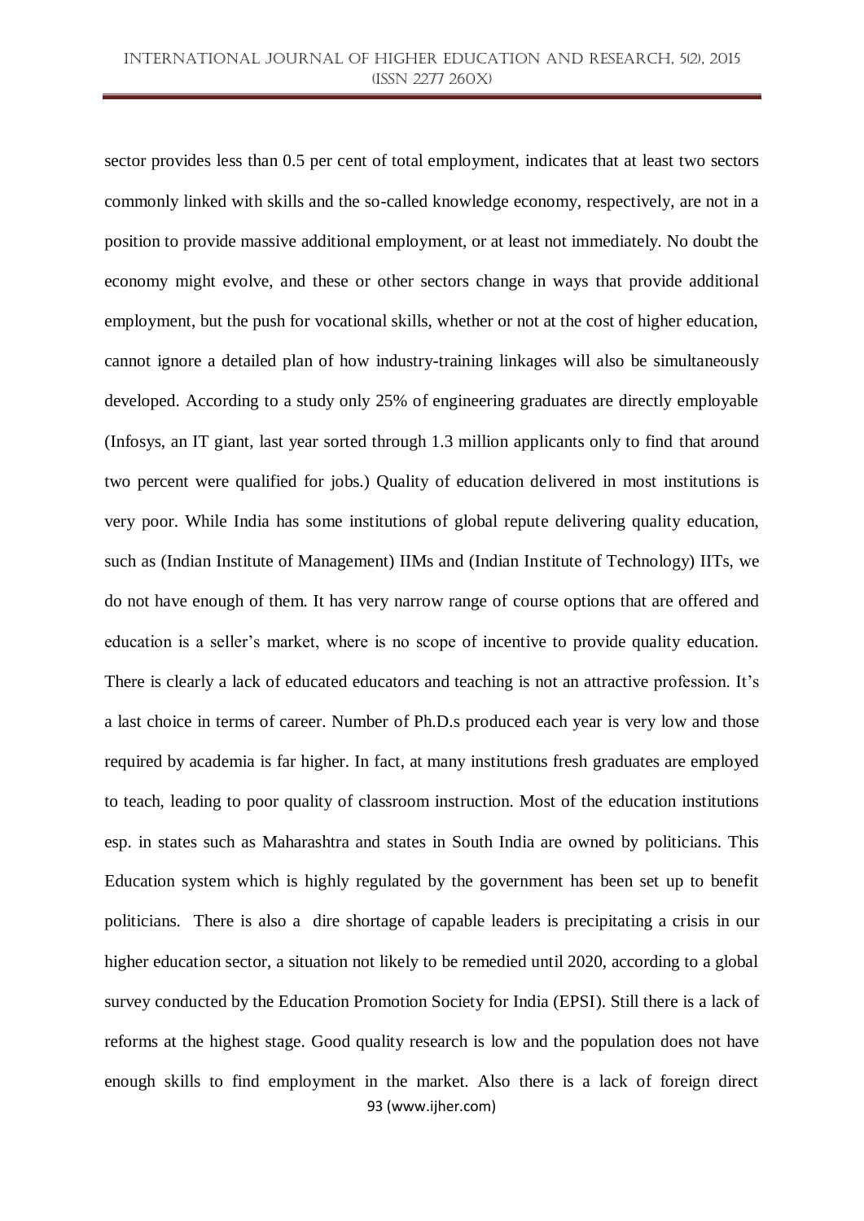sector provides less than 0.5 per cent of total employment, indicates that at least two sectors commonly linked with skills and the so-called knowledge economy, respectively, are not in a position to provide massive additional employment, or at least not immediately. No doubt the economy might evolve, and these or other sectors change in ways that provide additional employment, but the push for vocational skills, whether or not at the cost of higher education, cannot ignore a detailed plan of how industry-training linkages will also be simultaneously developed. According to a study only 25% of engineering graduates are directly employable (Infosys, an IT giant, last year sorted through 1.3 million applicants only to find that around two percent were qualified for jobs.) Quality of education delivered in most institutions is very poor. While India has some institutions of global repute delivering quality education, such as (Indian Institute of Management) IIMs and (Indian Institute of Technology) IITs, we do not have enough of them. It has very narrow range of course options that are offered and education is a seller's market, where is no scope of incentive to provide quality education. There is clearly a lack of educated educators and teaching is not an attractive profession. It's a last choice in terms of career. Number of Ph.D.s produced each year is very low and those required by academia is far higher. In fact, at many institutions fresh graduates are employed to teach, leading to poor quality of classroom instruction. Most of the education institutions esp. in states such as Maharashtra and states in South India are owned by politicians. This Education system which is highly regulated by the government has been set up to benefit politicians. There is also a dire shortage of capable leaders is precipitating a crisis in our higher education sector, a situation not likely to be remedied until 2020, according to a global survey conducted by the Education Promotion Society for India (EPSI). Still there is a lack of reforms at the highest stage. Good quality research is low and the population does not have enough skills to find employment in the market. Also there is a lack of foreign direct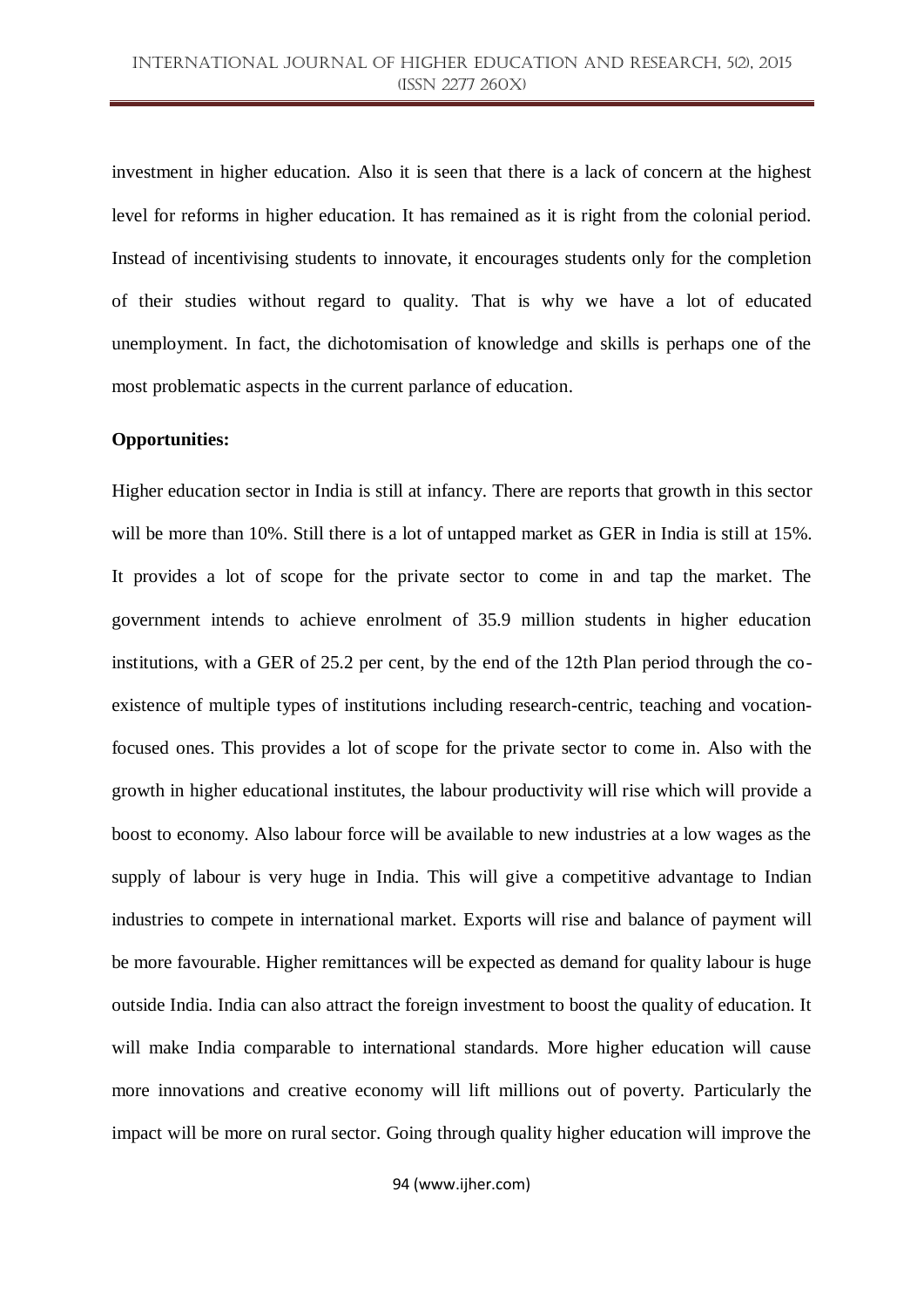investment in higher education. Also it is seen that there is a lack of concern at the highest level for reforms in higher education. It has remained as it is right from the colonial period. Instead of incentivising students to innovate, it encourages students only for the completion of their studies without regard to quality. That is why we have a lot of educated unemployment. In fact, the dichotomisation of knowledge and skills is perhaps one of the most problematic aspects in the current parlance of education.

**Opportunities:**

Higher education sector in India is still at infancy. There are reports that growth in this sector will be more than 10%. Still there is a lot of untapped market as GER in India is still at 15%. It provides a lot of scope for the private sector to come in and tap the market. The government intends to achieve enrolment of 35.9 million students in higher education institutions, with a GER of 25.2 per cent, by the end of the 12th Plan period through the co-existence of multiple types of institutions including research-centric, teaching and vocation-focused ones. This provides a lot of scope for the private sector to come in. Also with the growth in higher educational institutes, the labour productivity will rise which will provide a boost to economy. Also labour force will be available to new industries at a low wages as the supply of labour is very huge in India. This will give a competitive advantage to Indian industries to compete in international market. Exports will rise and balance of payment will be more favourable. Higher remittances will be expected as demand for quality labour is huge outside India. India can also attract the foreign investment to boost the quality of education. It will make India comparable to international standards. More higher education will cause more innovations and creative economy will lift millions out of poverty. Particularly the impact will be more on rural sector. Going through quality higher education will improve the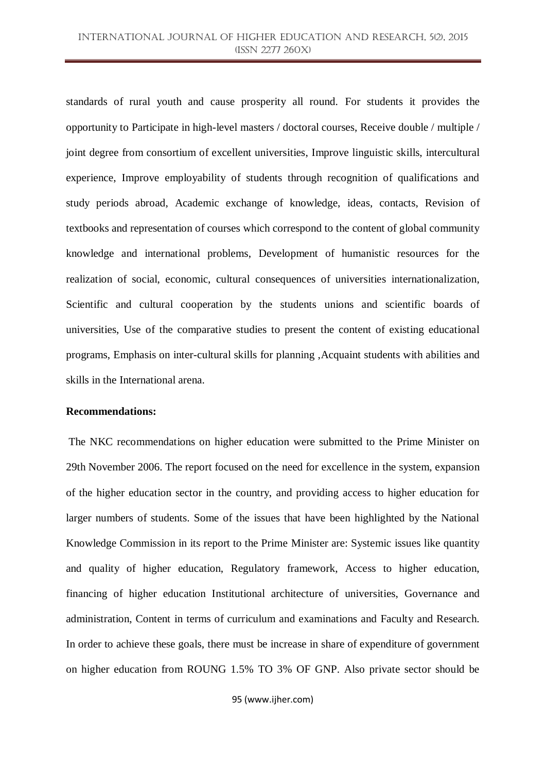standards of rural youth and cause prosperity all round. For students it provides the opportunity to Participate in high-level masters / doctoral courses, Receive double / multiple / joint degree from consortium of excellent universities, Improve linguistic skills, intercultural experience, Improve employability of students through recognition of qualifications and study periods abroad, Academic exchange of knowledge, ideas, contacts, Revision of textbooks and representation of courses which correspond to the content of global community knowledge and international problems, Development of humanistic resources for the realization of social, economic, cultural consequences of universities internationalization, Scientific and cultural cooperation by the students unions and scientific boards of universities, Use of the comparative studies to present the content of existing educational programs, Emphasis on inter-cultural skills for planning ,Acquaint students with abilities and skills in the International arena.

**Recommendations:**

The NKC recommendations on higher education were submitted to the Prime Minister on 29th November 2006. The report focused on the need for excellence in the system, expansion of the higher education sector in the country, and providing access to higher education for larger numbers of students. Some of the issues that have been highlighted by the National Knowledge Commission in its report to the Prime Minister are: Systemic issues like quantity and quality of higher education, Regulatory framework, Access to higher education, financing of higher education Institutional architecture of universities, Governance and administration, Content in terms of curriculum and examinations and Faculty and Research. In order to achieve these goals, there must be increase in share of expenditure of government on higher education from ROUNG 1.5% TO 3% OF GNP. Also private sector should be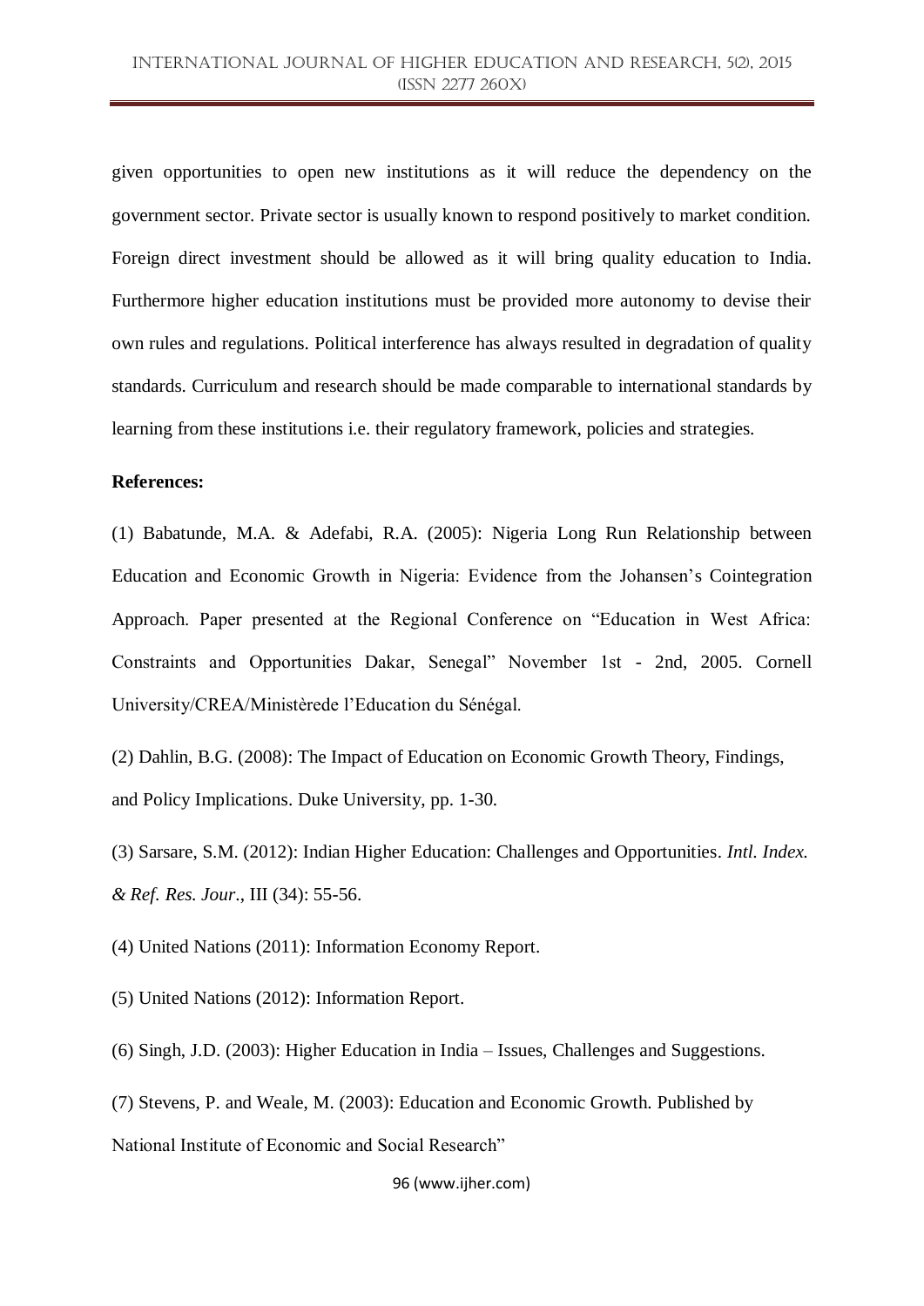given opportunities to open new institutions as it will reduce the dependency on the government sector. Private sector is usually known to respond positively to market condition. Foreign direct investment should be allowed as it will bring quality education to India. Furthermore higher education institutions must be provided more autonomy to devise their own rules and regulations. Political interference has always resulted in degradation of quality standards. Curriculum and research should be made comparable to international standards by learning from these institutions i.e. their regulatory framework, policies and strategies.

**References:**

(1) Babatunde, M.A. & Adefabi, R.A. (2005): Nigeria Long Run Relationship between Education and Economic Growth in Nigeria: Evidence from the Johansen's Cointegration Approach. Paper presented at the Regional Conference on "Education in West Africa: Constraints and Opportunities Dakar, Senegal" November 1st - 2nd, 2005. Cornell University/CREA/Ministèrede l'Education du Sénégal.

(2) Dahlin, B.G. (2008): The Impact of Education on Economic Growth Theory, Findings, and Policy Implications. Duke University, pp. 1-30.

(3) Sarsare, S.M. (2012): Indian Higher Education: Challenges and Opportunities. *Intl. Index. & Ref. Res. Jour.*, III (34): 55-56.

(4) United Nations (2011): Information Economy Report.

(5) United Nations (2012): Information Report.

(6) Singh, J.D. (2003): Higher Education in India – Issues, Challenges and Suggestions.

(7) Stevens, P. and Weale, M. (2003): Education and Economic Growth. Published by National Institute of Economic and Social Research"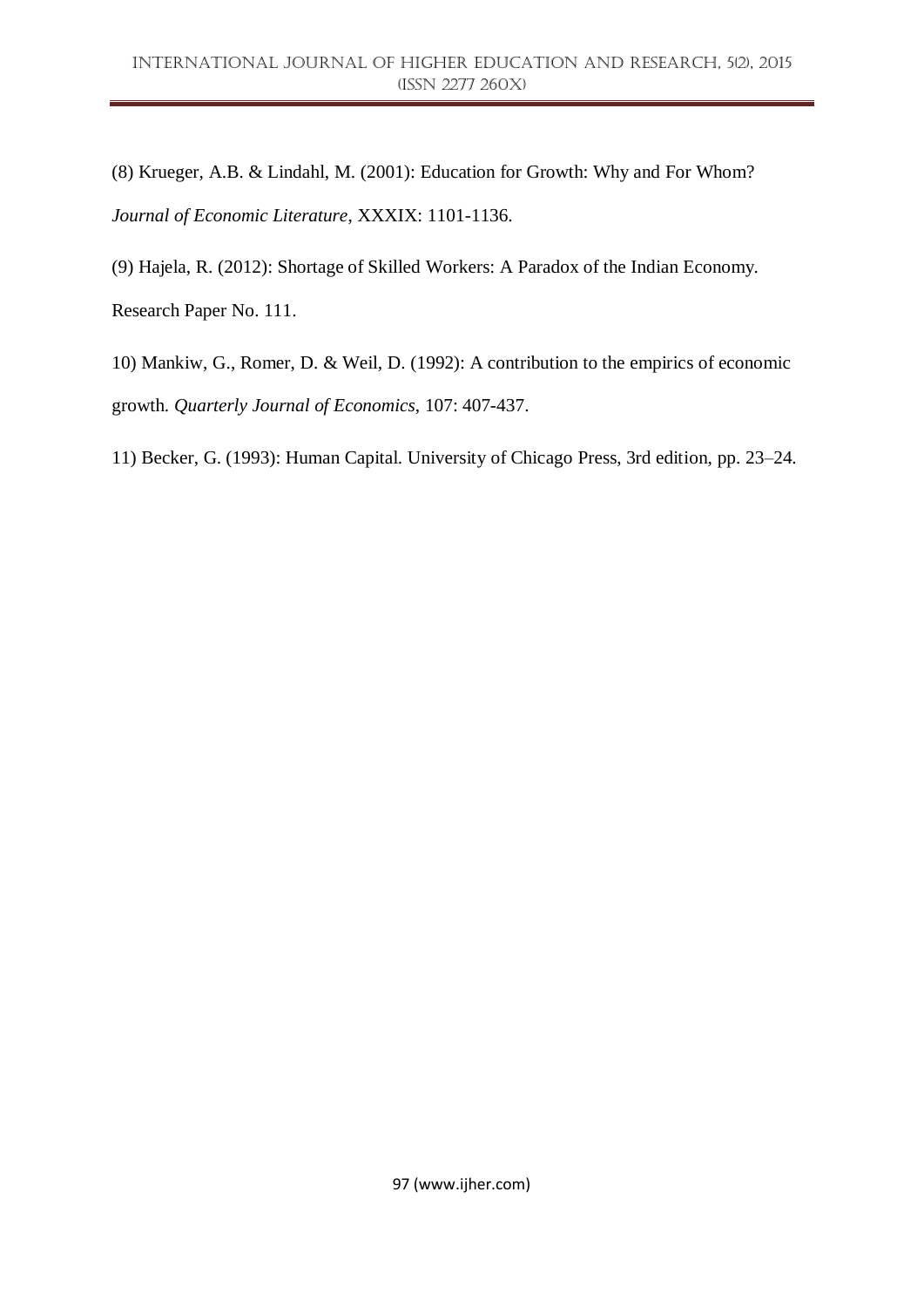(8) Krueger, A.B. & Lindahl, M. (2001): Education for Growth: Why and For Whom? *Journal of Economic Literature*, XXXIX: 1101-1136.

(9) Hajela, R. (2012): Shortage of Skilled Workers: A Paradox of the Indian Economy. Research Paper No. 111.

10) Mankiw, G., Romer, D. & Weil, D. (1992): A contribution to the empirics of economic growth. *Quarterly Journal of Economics*, 107: 407-437.

11) Becker, G. (1993): Human Capital. University of Chicago Press, 3rd edition, pp. 23–24.